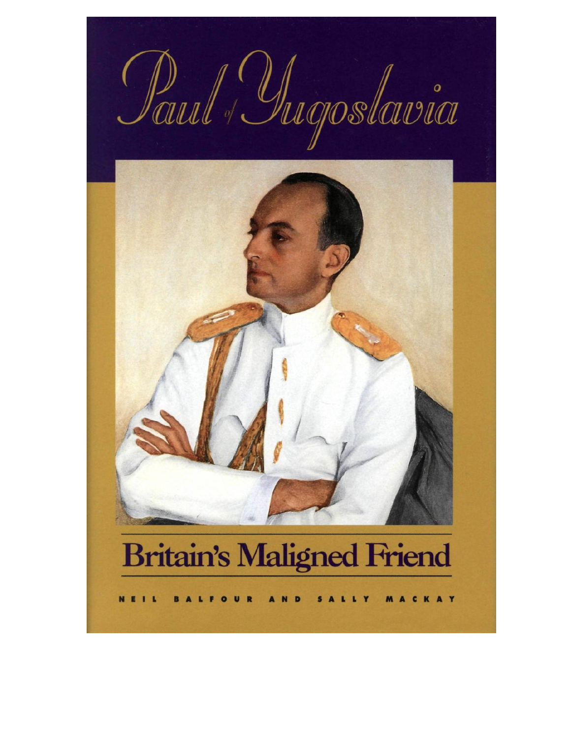# Paul of Yugoslavia

## Britain's Maligned Friend

NEIL BALFOUR AND SALLY MACKAY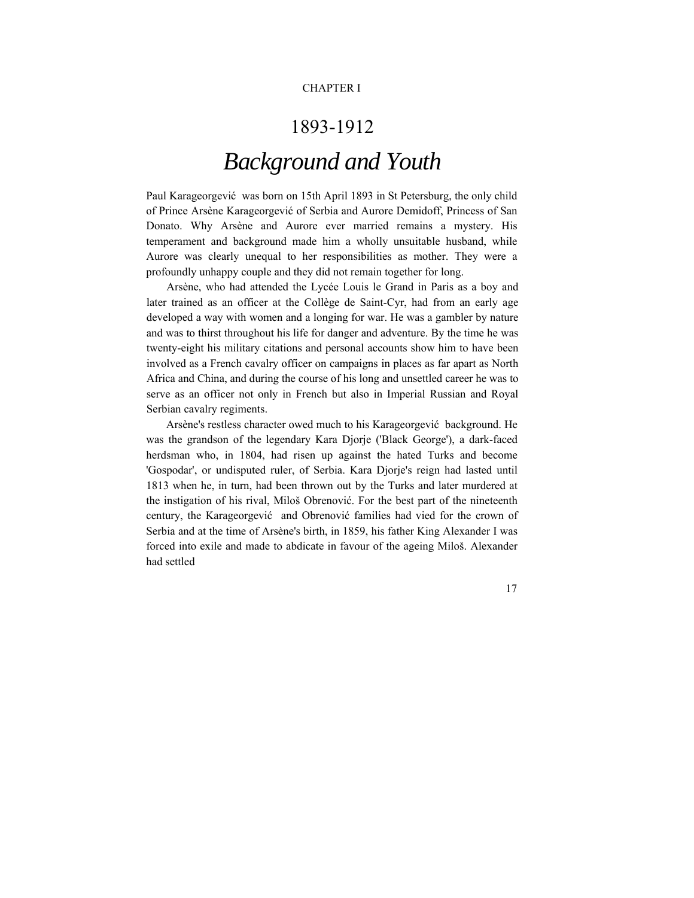CHAPTER I

# 1893-1912

# *Background and Youth*

Paul Karageorgević was born on 15th April 1893 in St Petersburg, the only child of Prince Arsène Karageorgević of Serbia and Aurore Demidoff, Princess of San Donato. Why Arsène and Aurore ever married remains a mystery. His temperament and background made him a wholly unsuitable husband, while Aurore was clearly unequal to her responsibilities as mother. They were a profoundly unhappy couple and they did not remain together for long.

Arsène, who had attended the Lycée Louis le Grand in Paris as a boy and later trained as an officer at the Collège de Saint-Cyr, had from an early age developed a way with women and a longing for war. He was a gambler by nature and was to thirst throughout his life for danger and adventure. By the time he was twenty-eight his military citations and personal accounts show him to have been involved as a French cavalry officer on campaigns in places as far apart as North Africa and China, and during the course of his long and unsettled career he was to serve as an officer not only in French but also in Imperial Russian and Royal Serbian cavalry regiments.

Arsène's restless character owed much to his Karageorgević background. He was the grandson of the legendary Kara Djorje ('Black George'), a dark-faced herdsman who, in 1804, had risen up against the hated Turks and become 'Gospodar', or undisputed ruler, of Serbia. Kara Djorje's reign had lasted until 1813 when he, in turn, had been thrown out by the Turks and later murdered at the instigation of his rival, Miloš Obrenović. For the best part of the nineteenth century, the Karageorgević and Obrenović families had vied for the crown of Serbia and at the time of Arsène's birth, in 1859, his father King Alexander I was forced into exile and made to abdicate in favour of the ageing Miloš. Alexander had settled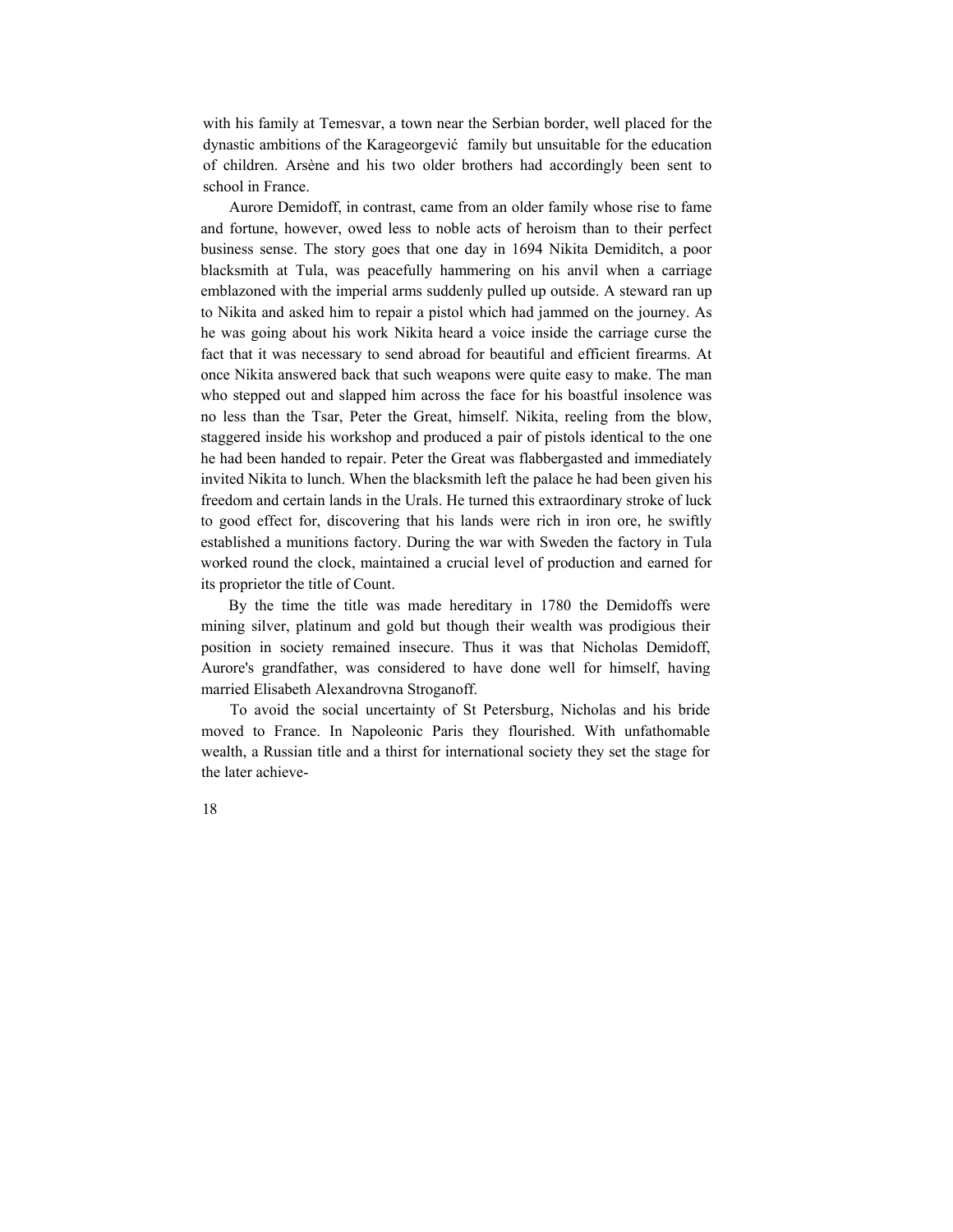with his family at Temesvar, a town near the Serbian border, well placed for the dynastic ambitions of the Karageorgević family but unsuitable for the education of children. Arsène and his two older brothers had accordingly been sent to school in France.

Aurore Demidoff, in contrast, came from an older family whose rise to fame and fortune, however, owed less to noble acts of heroism than to their perfect business sense. The story goes that one day in 1694 Nikita Demiditch, a poor blacksmith at Tula, was peacefully hammering on his anvil when a carriage emblazoned with the imperial arms suddenly pulled up outside. A steward ran up to Nikita and asked him to repair a pistol which had jammed on the journey. As he was going about his work Nikita heard a voice inside the carriage curse the fact that it was necessary to send abroad for beautiful and efficient firearms. At once Nikita answered back that such weapons were quite easy to make. The man who stepped out and slapped him across the face for his boastful insolence was no less than the Tsar, Peter the Great, himself. Nikita, reeling from the blow, staggered inside his workshop and produced a pair of pistols identical to the one he had been handed to repair. Peter the Great was flabbergasted and immediately invited Nikita to lunch. When the blacksmith left the palace he had been given his freedom and certain lands in the Urals. He turned this extraordinary stroke of luck to good effect for, discovering that his lands were rich in iron ore, he swiftly established a munitions factory. During the war with Sweden the factory in Tula worked round the clock, maintained a crucial level of production and earned for its proprietor the title of Count.

By the time the title was made hereditary in 1780 the Demidoffs were mining silver, platinum and gold but though their wealth was prodigious their position in society remained insecure. Thus it was that Nicholas Demidoff, Aurore's grandfather, was considered to have done well for himself, having married Elisabeth Alexandrovna Stroganoff.

To avoid the social uncertainty of St Petersburg, Nicholas and his bride moved to France. In Napoleonic Paris they flourished. With unfathomable wealth, a Russian title and a thirst for international society they set the stage for the later achieve-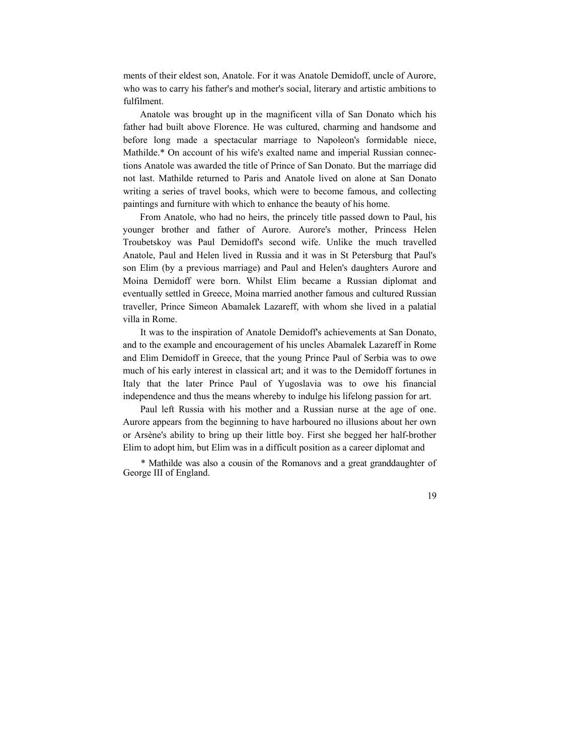ments of their eldest son, Anatole. For it was Anatole Demidoff, uncle of Aurore, who was to carry his father's and mother's social, literary and artistic ambitions to fulfilment.

Anatole was brought up in the magnificent villa of San Donato which his father had built above Florence. He was cultured, charming and handsome and before long made a spectacular marriage to Napoleon's formidable niece, Mathilde.* On account of his wife's exalted name and imperial Russian connections Anatole was awarded the title of Prince of San Donato. But the marriage did not last. Mathilde returned to Paris and Anatole lived on alone at San Donato writing a series of travel books, which were to become famous, and collecting paintings and furniture with which to enhance the beauty of his home.

From Anatole, who had no heirs, the princely title passed down to Paul, his younger brother and father of Aurore. Aurore's mother, Princess Helen Troubetskoy was Paul Demidoff's second wife. Unlike the much travelled Anatole, Paul and Helen lived in Russia and it was in St Petersburg that Paul's son Elim (by a previous marriage) and Paul and Helen's daughters Aurore and Moina Demidoff were born. Whilst Elim became a Russian diplomat and eventually settled in Greece, Moina married another famous and cultured Russian traveller, Prince Simeon Abamalek Lazareff, with whom she lived in a palatial villa in Rome.

It was to the inspiration of Anatole Demidoff's achievements at San Donato, and to the example and encouragement of his uncles Abamalek Lazareff in Rome and Elim Demidoff in Greece, that the young Prince Paul of Serbia was to owe much of his early interest in classical art; and it was to the Demidoff fortunes in Italy that the later Prince Paul of Yugoslavia was to owe his financial independence and thus the means whereby to indulge his lifelong passion for art.

Paul left Russia with his mother and a Russian nurse at the age of one. Aurore appears from the beginning to have harboured no illusions about her own or Arsène's ability to bring up their little boy. First she begged her half-brother Elim to adopt him, but Elim was in a difficult position as a career diplomat and

\* Mathilde was also a cousin of the Romanovs and a great granddaughter of George III of England.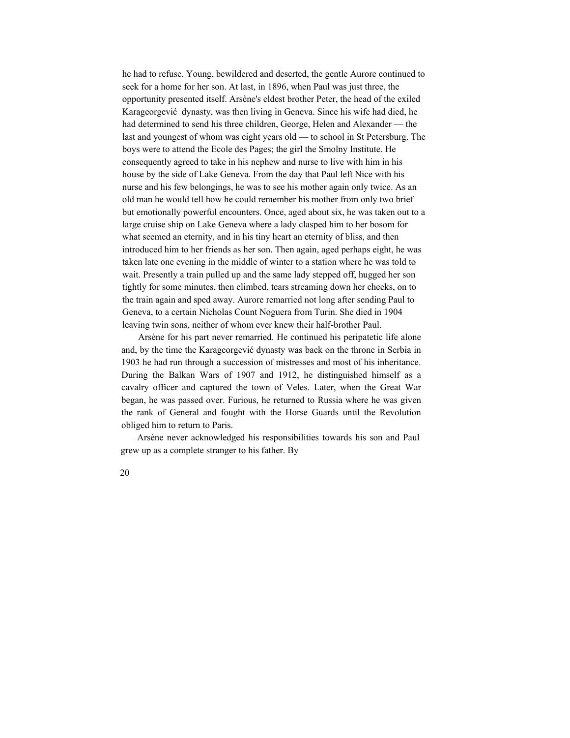he had to refuse. Young, bewildered and deserted, the gentle Aurore continued to seek for a home for her son. At last, in 1896, when Paul was just three, the opportunity presented itself. Arsène's eldest brother Peter, the head of the exiled Karageorgević dynasty, was then living in Geneva. Since his wife had died, he had determined to send his three children, George, Helen and Alexander — the last and youngest of whom was eight years old — to school in St Petersburg. The boys were to attend the Ecole des Pages; the girl the Smolny Institute. He consequently agreed to take in his nephew and nurse to live with him in his house by the side of Lake Geneva. From the day that Paul left Nice with his nurse and his few belongings, he was to see his mother again only twice. As an old man he would tell how he could remember his mother from only two brief but emotionally powerful encounters. Once, aged about six, he was taken out to a large cruise ship on Lake Geneva where a lady clasped him to her bosom for what seemed an eternity, and in his tiny heart an eternity of bliss, and then introduced him to her friends as her son. Then again, aged perhaps eight, he was taken late one evening in the middle of winter to a station where he was told to wait. Presently a train pulled up and the same lady stepped off, hugged her son tightly for some minutes, then climbed, tears streaming down her cheeks, on to the train again and sped away. Aurore remarried not long after sending Paul to Geneva, to a certain Nicholas Count Noguera from Turin. She died in 1904 leaving twin sons, neither of whom ever knew their half-brother Paul.

Arsène for his part never remarried. He continued his peripatetic life alone and, by the time the Karageorgević dynasty was back on the throne in Serbia in 1903 he had run through a succession of mistresses and most of his inheritance. During the Balkan Wars of 1907 and 1912, he distinguished himself as a cavalry officer and captured the town of Veles. Later, when the Great War began, he was passed over. Furious, he returned to Russia where he was given the rank of General and fought with the Horse Guards until the Revolution obliged him to return to Paris.

Arsène never acknowledged his responsibilities towards his son and Paul grew up as a complete stranger to his father. By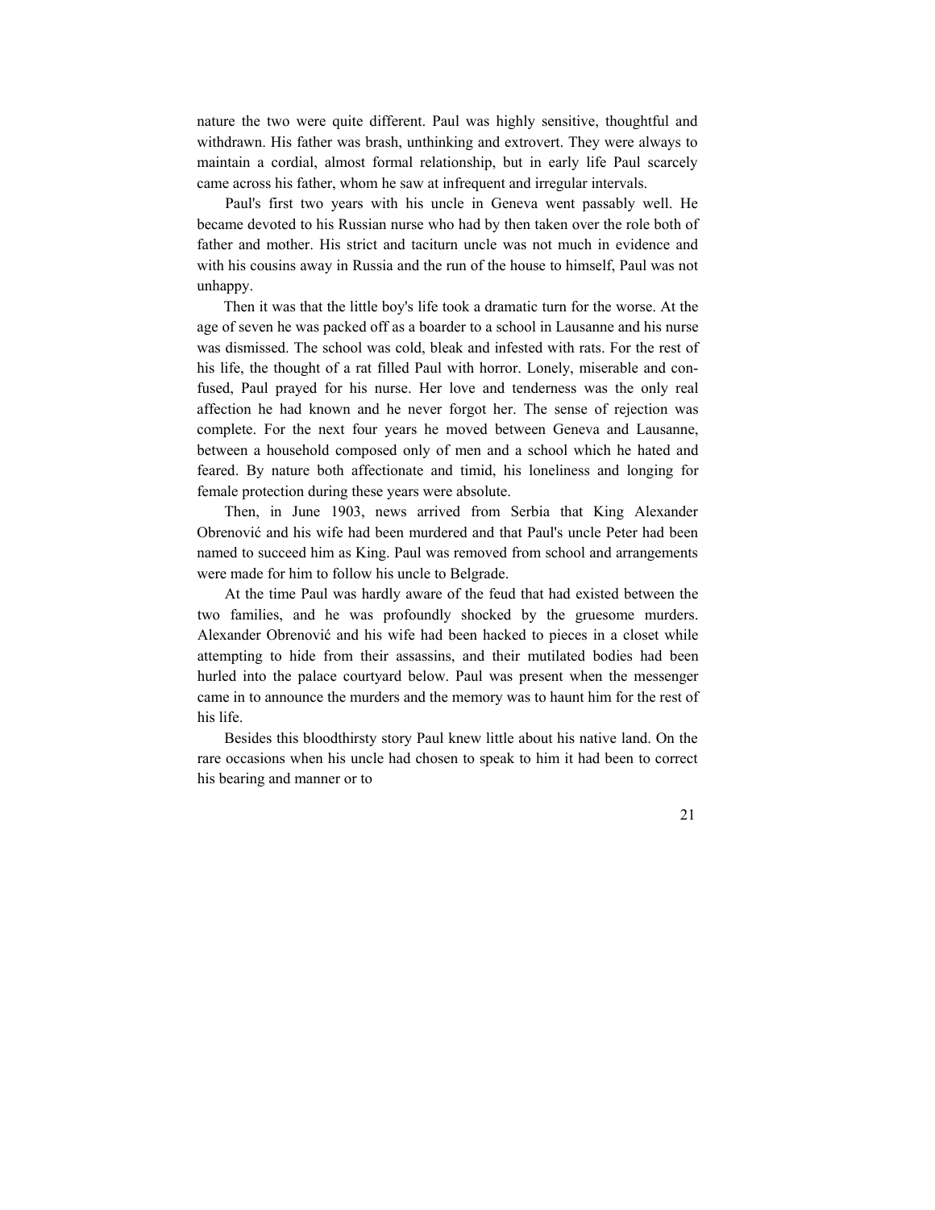nature the two were quite different. Paul was highly sensitive, thoughtful and withdrawn. His father was brash, unthinking and extrovert. They were always to maintain a cordial, almost formal relationship, but in early life Paul scarcely came across his father, whom he saw at infrequent and irregular intervals.

Paul's first two years with his uncle in Geneva went passably well. He became devoted to his Russian nurse who had by then taken over the role both of father and mother. His strict and taciturn uncle was not much in evidence and with his cousins away in Russia and the run of the house to himself, Paul was not unhappy.

Then it was that the little boy's life took a dramatic turn for the worse. At the age of seven he was packed off as a boarder to a school in Lausanne and his nurse was dismissed. The school was cold, bleak and infested with rats. For the rest of his life, the thought of a rat filled Paul with horror. Lonely, miserable and confused, Paul prayed for his nurse. Her love and tenderness was the only real affection he had known and he never forgot her. The sense of rejection was complete. For the next four years he moved between Geneva and Lausanne, between a household composed only of men and a school which he hated and feared. By nature both affectionate and timid, his loneliness and longing for female protection during these years were absolute.

Then, in June 1903, news arrived from Serbia that King Alexander Obrenović and his wife had been murdered and that Paul's uncle Peter had been named to succeed him as King. Paul was removed from school and arrangements were made for him to follow his uncle to Belgrade.

At the time Paul was hardly aware of the feud that had existed between the two families, and he was profoundly shocked by the gruesome murders. Alexander Obrenović and his wife had been hacked to pieces in a closet while attempting to hide from their assassins, and their mutilated bodies had been hurled into the palace courtyard below. Paul was present when the messenger came in to announce the murders and the memory was to haunt him for the rest of his life.

Besides this bloodthirsty story Paul knew little about his native land. On the rare occasions when his uncle had chosen to speak to him it had been to correct his bearing and manner or to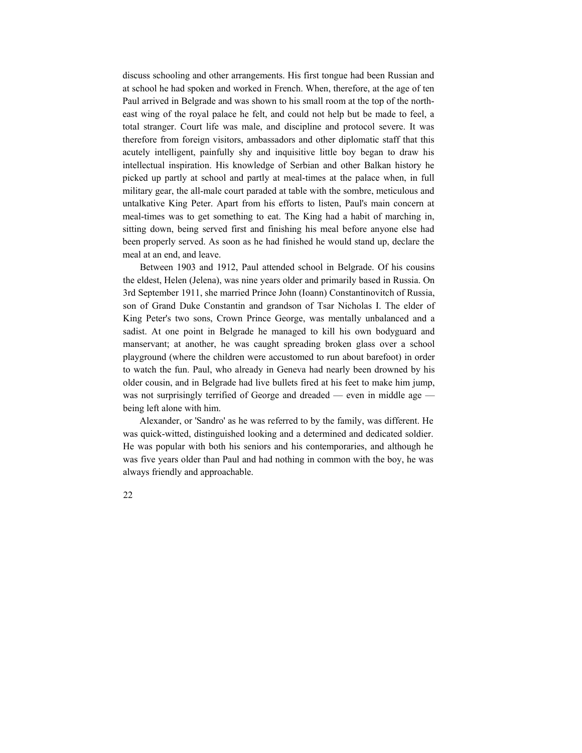discuss schooling and other arrangements. His first tongue had been Russian and at school he had spoken and worked in French. When, therefore, at the age of ten Paul arrived in Belgrade and was shown to his small room at the top of the north-east wing of the royal palace he felt, and could not help but be made to feel, a total stranger. Court life was male, and discipline and protocol severe. It was therefore from foreign visitors, ambassadors and other diplomatic staff that this acutely intelligent, painfully shy and inquisitive little boy began to draw his intellectual inspiration. His knowledge of Serbian and other Balkan history he picked up partly at school and partly at meal-times at the palace when, in full military gear, the all-male court paraded at table with the sombre, meticulous and untalkative King Peter. Apart from his efforts to listen, Paul's main concern at meal-times was to get something to eat. The King had a habit of marching in, sitting down, being served first and finishing his meal before anyone else had been properly served. As soon as he had finished he would stand up, declare the meal at an end, and leave.

Between 1903 and 1912, Paul attended school in Belgrade. Of his cousins the eldest, Helen (Jelena), was nine years older and primarily based in Russia. On 3rd September 1911, she married Prince John (Ioann) Constantinovitch of Russia, son of Grand Duke Constantin and grandson of Tsar Nicholas I. The elder of King Peter's two sons, Crown Prince George, was mentally unbalanced and a sadist. At one point in Belgrade he managed to kill his own bodyguard and manservant; at another, he was caught spreading broken glass over a school playground (where the children were accustomed to run about barefoot) in order to watch the fun. Paul, who already in Geneva had nearly been drowned by his older cousin, and in Belgrade had live bullets fired at his feet to make him jump, was not surprisingly terrified of George and dreaded — even in middle age — being left alone with him.

Alexander, or 'Sandro' as he was referred to by the family, was different. He was quick-witted, distinguished looking and a determined and dedicated soldier. He was popular with both his seniors and his contemporaries, and although he was five years older than Paul and had nothing in common with the boy, he was always friendly and approachable.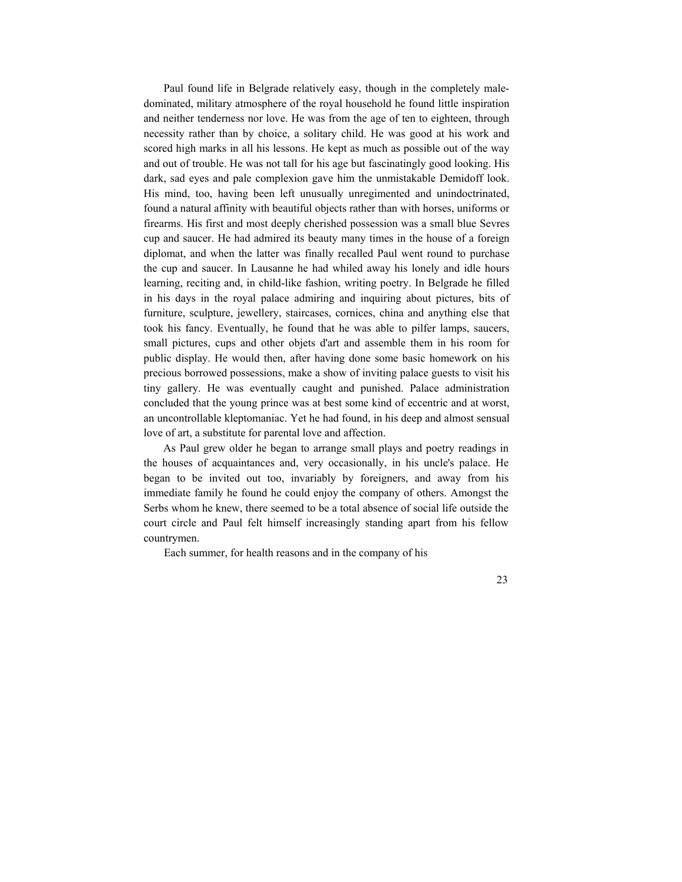Paul found life in Belgrade relatively easy, though in the completely male-dominated, military atmosphere of the royal household he found little inspiration and neither tenderness nor love. He was from the age of ten to eighteen, through necessity rather than by choice, a solitary child. He was good at his work and scored high marks in all his lessons. He kept as much as possible out of the way and out of trouble. He was not tall for his age but fascinatingly good looking. His dark, sad eyes and pale complexion gave him the unmistakable Demidoff look. His mind, too, having been left unusually unregimented and unindoctrinated, found a natural affinity with beautiful objects rather than with horses, uniforms or firearms. His first and most deeply cherished possession was a small blue Sevres cup and saucer. He had admired its beauty many times in the house of a foreign diplomat, and when the latter was finally recalled Paul went round to purchase the cup and saucer. In Lausanne he had whiled away his lonely and idle hours learning, reciting and, in child-like fashion, writing poetry. In Belgrade he filled in his days in the royal palace admiring and inquiring about pictures, bits of furniture, sculpture, jewellery, staircases, cornices, china and anything else that took his fancy. Eventually, he found that he was able to pilfer lamps, saucers, small pictures, cups and other objets d'art and assemble them in his room for public display. He would then, after having done some basic homework on his precious borrowed possessions, make a show of inviting palace guests to visit his tiny gallery. He was eventually caught and punished. Palace administration concluded that the young prince was at best some kind of eccentric and at worst, an uncontrollable kleptomaniac. Yet he had found, in his deep and almost sensual love of art, a substitute for parental love and affection.

As Paul grew older he began to arrange small plays and poetry readings in the houses of acquaintances and, very occasionally, in his uncle's palace. He began to be invited out too, invariably by foreigners, and away from his immediate family he found he could enjoy the company of others. Amongst the Serbs whom he knew, there seemed to be a total absence of social life outside the court circle and Paul felt himself increasingly standing apart from his fellow countrymen.

Each summer, for health reasons and in the company of his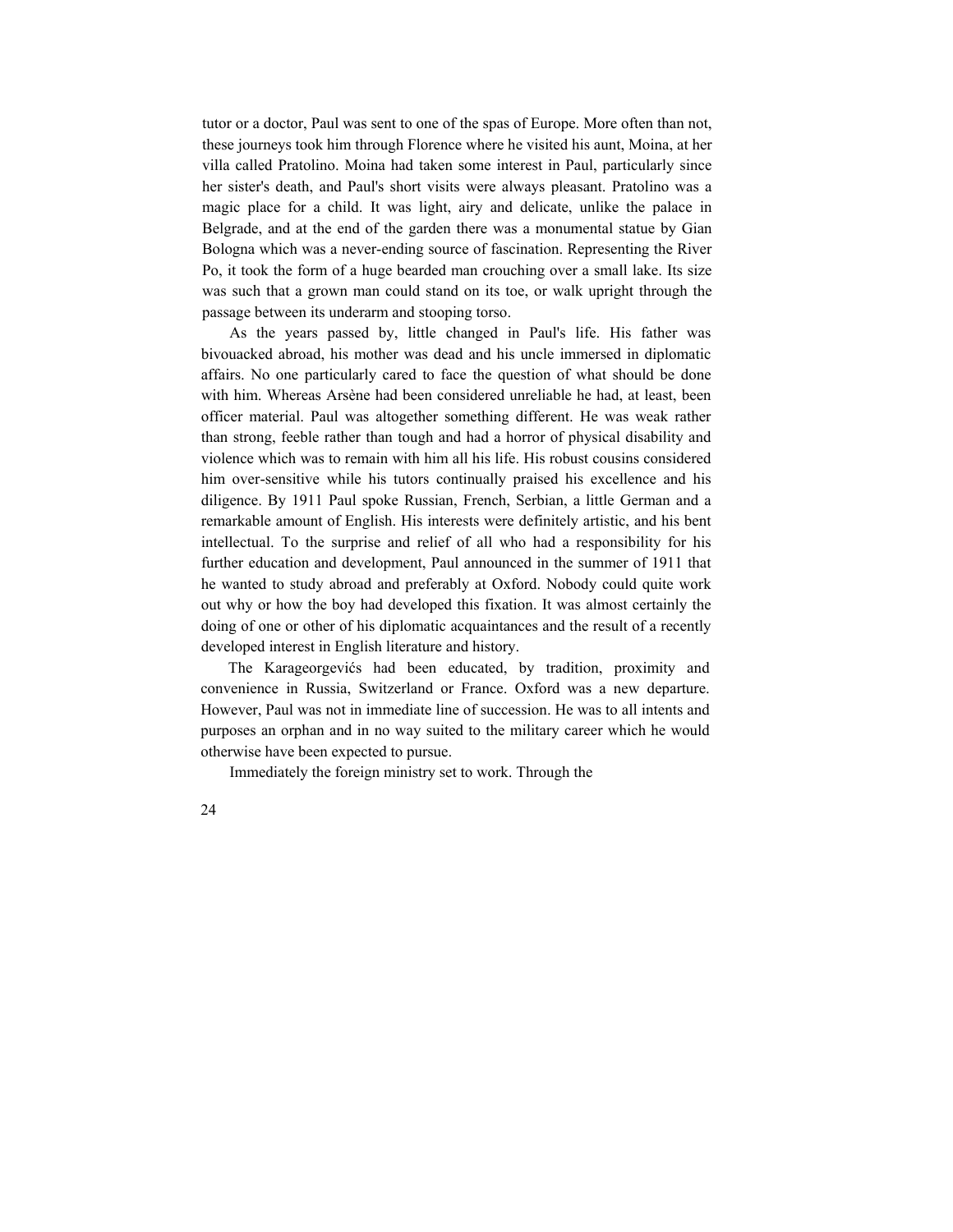tutor or a doctor, Paul was sent to one of the spas of Europe. More often than not, these journeys took him through Florence where he visited his aunt, Moina, at her villa called Pratolino. Moina had taken some interest in Paul, particularly since her sister's death, and Paul's short visits were always pleasant. Pratolino was a magic place for a child. It was light, airy and delicate, unlike the palace in Belgrade, and at the end of the garden there was a monumental statue by Gian Bologna which was a never-ending source of fascination. Representing the River Po, it took the form of a huge bearded man crouching over a small lake. Its size was such that a grown man could stand on its toe, or walk upright through the passage between its underarm and stooping torso.

As the years passed by, little changed in Paul's life. His father was bivouacked abroad, his mother was dead and his uncle immersed in diplomatic affairs. No one particularly cared to face the question of what should be done with him. Whereas Arsène had been considered unreliable he had, at least, been officer material. Paul was altogether something different. He was weak rather than strong, feeble rather than tough and had a horror of physical disability and violence which was to remain with him all his life. His robust cousins considered him over-sensitive while his tutors continually praised his excellence and his diligence. By 1911 Paul spoke Russian, French, Serbian, a little German and a remarkable amount of English. His interests were definitely artistic, and his bent intellectual. To the surprise and relief of all who had a responsibility for his further education and development, Paul announced in the summer of 1911 that he wanted to study abroad and preferably at Oxford. Nobody could quite work out why or how the boy had developed this fixation. It was almost certainly the doing of one or other of his diplomatic acquaintances and the result of a recently developed interest in English literature and history.

The Karageorgevićs had been educated, by tradition, proximity and convenience in Russia, Switzerland or France. Oxford was a new departure. However, Paul was not in immediate line of succession. He was to all intents and purposes an orphan and in no way suited to the military career which he would otherwise have been expected to pursue.

Immediately the foreign ministry set to work. Through the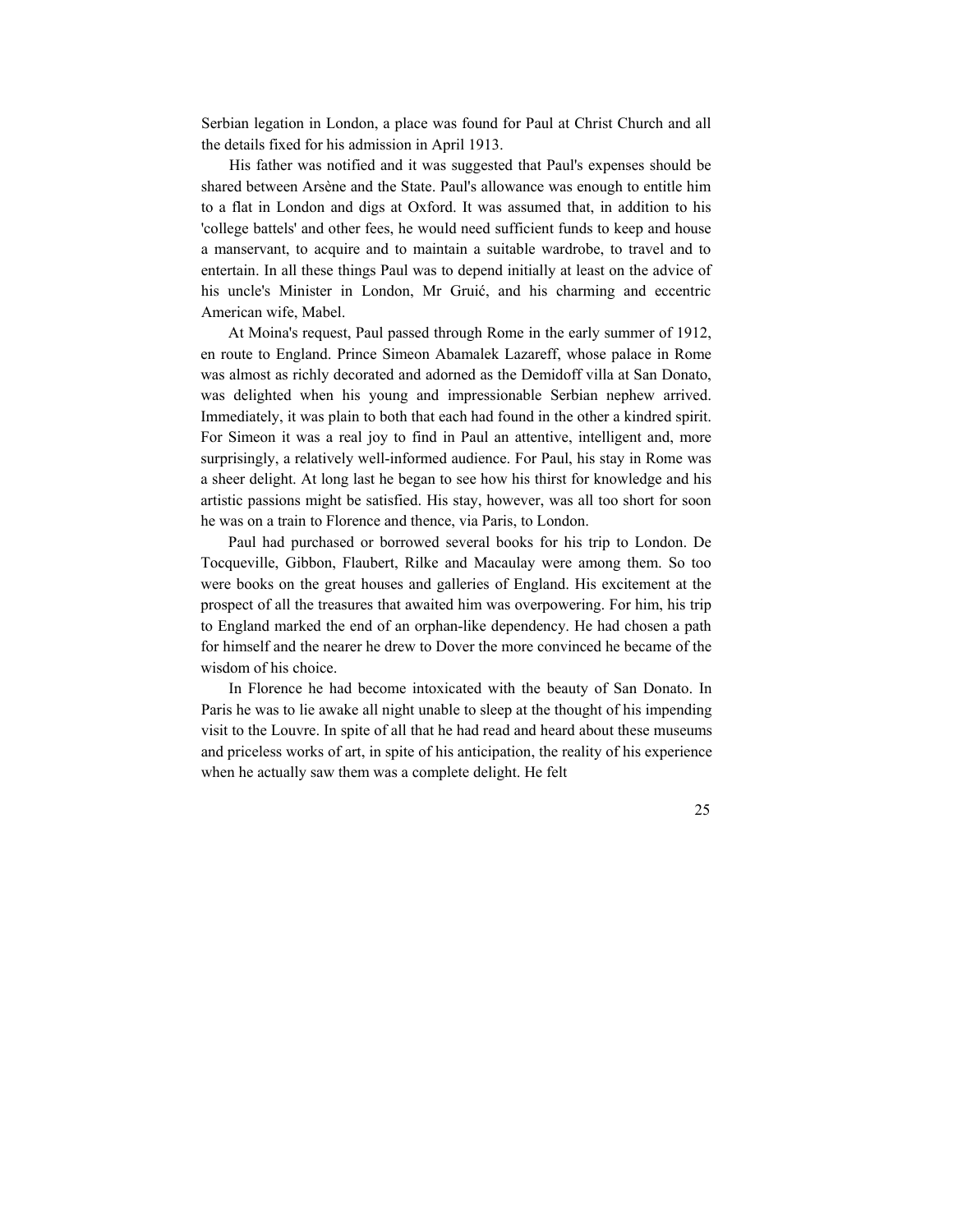Serbian legation in London, a place was found for Paul at Christ Church and all the details fixed for his admission in April 1913.

His father was notified and it was suggested that Paul's expenses should be shared between Arsène and the State. Paul's allowance was enough to entitle him to a flat in London and digs at Oxford. It was assumed that, in addition to his 'college battels' and other fees, he would need sufficient funds to keep and house a manservant, to acquire and to maintain a suitable wardrobe, to travel and to entertain. In all these things Paul was to depend initially at least on the advice of his uncle's Minister in London, Mr Gruić, and his charming and eccentric American wife, Mabel.

At Moina's request, Paul passed through Rome in the early summer of 1912, en route to England. Prince Simeon Abamalek Lazareff, whose palace in Rome was almost as richly decorated and adorned as the Demidoff villa at San Donato, was delighted when his young and impressionable Serbian nephew arrived. Immediately, it was plain to both that each had found in the other a kindred spirit. For Simeon it was a real joy to find in Paul an attentive, intelligent and, more surprisingly, a relatively well-informed audience. For Paul, his stay in Rome was a sheer delight. At long last he began to see how his thirst for knowledge and his artistic passions might be satisfied. His stay, however, was all too short for soon he was on a train to Florence and thence, via Paris, to London.

Paul had purchased or borrowed several books for his trip to London. De Tocqueville, Gibbon, Flaubert, Rilke and Macaulay were among them. So too were books on the great houses and galleries of England. His excitement at the prospect of all the treasures that awaited him was overpowering. For him, his trip to England marked the end of an orphan-like dependency. He had chosen a path for himself and the nearer he drew to Dover the more convinced he became of the wisdom of his choice.

In Florence he had become intoxicated with the beauty of San Donato. In Paris he was to lie awake all night unable to sleep at the thought of his impending visit to the Louvre. In spite of all that he had read and heard about these museums and priceless works of art, in spite of his anticipation, the reality of his experience when he actually saw them was a complete delight. He felt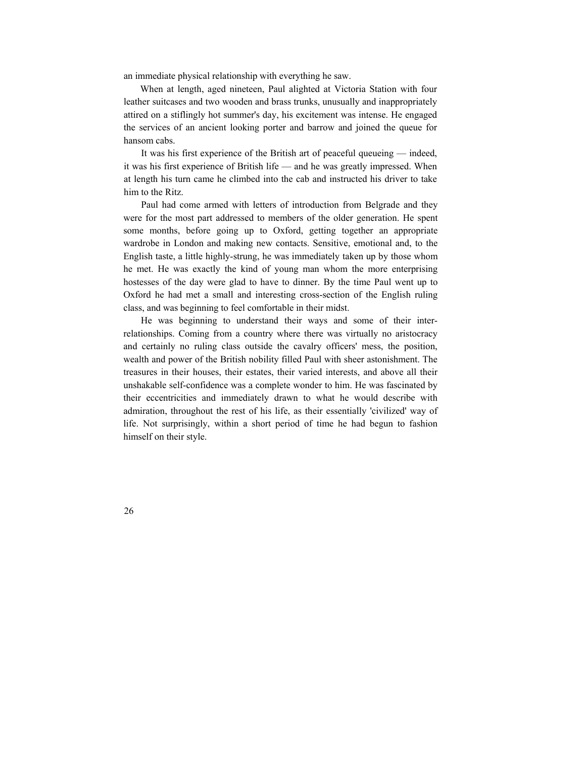an immediate physical relationship with everything he saw.

When at length, aged nineteen, Paul alighted at Victoria Station with four leather suitcases and two wooden and brass trunks, unusually and inappropriately attired on a stiflingly hot summer's day, his excitement was intense. He engaged the services of an ancient looking porter and barrow and joined the queue for hansom cabs.

It was his first experience of the British art of peaceful queueing — indeed, it was his first experience of British life — and he was greatly impressed. When at length his turn came he climbed into the cab and instructed his driver to take him to the Ritz.

Paul had come armed with letters of introduction from Belgrade and they were for the most part addressed to members of the older generation. He spent some months, before going up to Oxford, getting together an appropriate wardrobe in London and making new contacts. Sensitive, emotional and, to the English taste, a little highly-strung, he was immediately taken up by those whom he met. He was exactly the kind of young man whom the more enterprising hostesses of the day were glad to have to dinner. By the time Paul went up to Oxford he had met a small and interesting cross-section of the English ruling class, and was beginning to feel comfortable in their midst.

He was beginning to understand their ways and some of their inter-relationships. Coming from a country where there was virtually no aristocracy and certainly no ruling class outside the cavalry officers' mess, the position, wealth and power of the British nobility filled Paul with sheer astonishment. The treasures in their houses, their estates, their varied interests, and above all their unshakable self-confidence was a complete wonder to him. He was fascinated by their eccentricities and immediately drawn to what he would describe with admiration, throughout the rest of his life, as their essentially 'civilized' way of life. Not surprisingly, within a short period of time he had begun to fashion himself on their style.